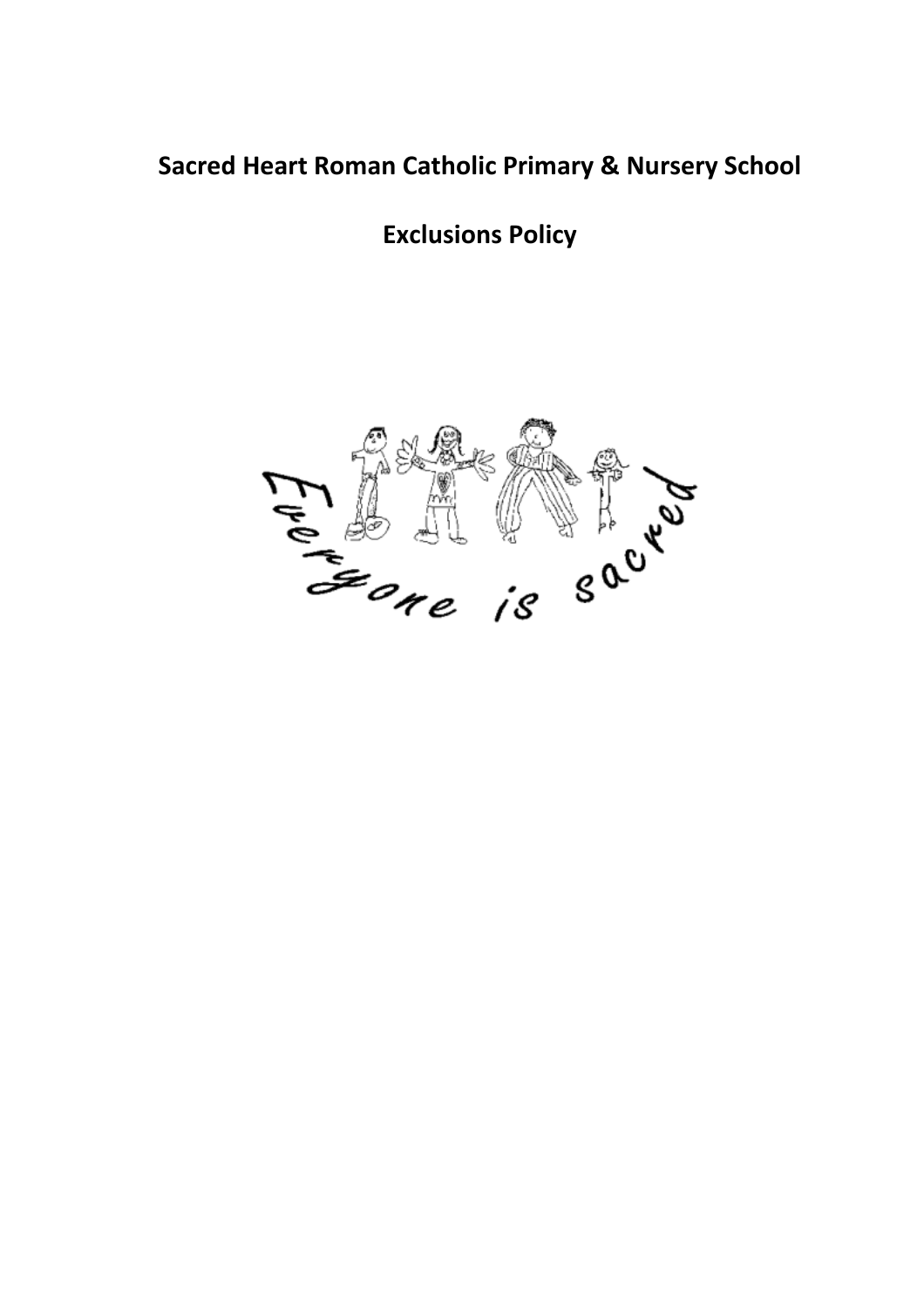# Sacred Heart Roman Catholic Primary & Nursery School

## Exclusions Policy

Everyone is sacred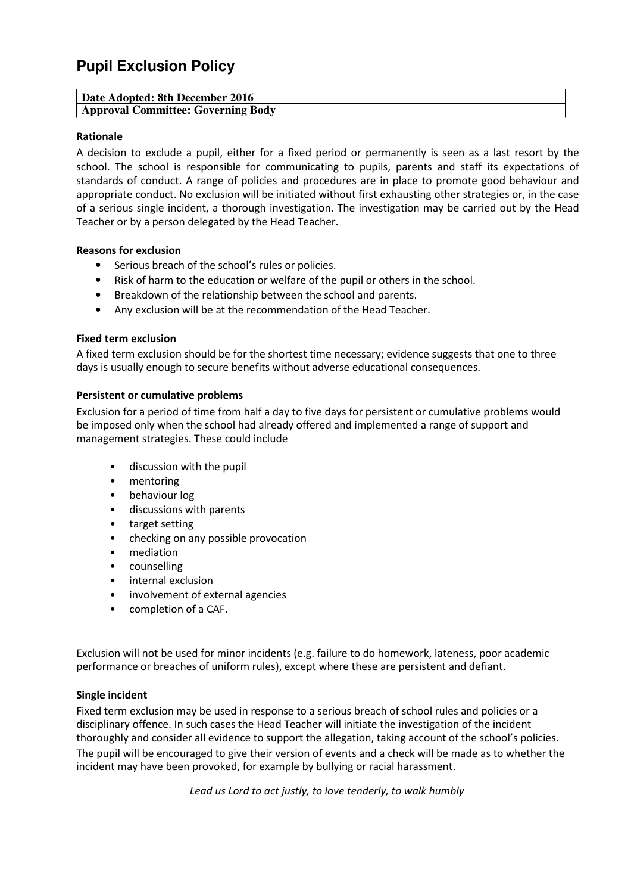# Pupil Exclusion Policy

| Date Adopted: 8th December 2016 |
|---|
| Approval Committee: Governing Body |

**Rationale**

A decision to exclude a pupil, either for a fixed period or permanently is seen as a last resort by the school. The school is responsible for communicating to pupils, parents and staff its expectations of standards of conduct. A range of policies and procedures are in place to promote good behaviour and appropriate conduct. No exclusion will be initiated without first exhausting other strategies or, in the case of a serious single incident, a thorough investigation. The investigation may be carried out by the Head Teacher or by a person delegated by the Head Teacher.

**Reasons for exclusion**

- Serious breach of the school's rules or policies.
- Risk of harm to the education or welfare of the pupil or others in the school.
- Breakdown of the relationship between the school and parents.
- Any exclusion will be at the recommendation of the Head Teacher.

**Fixed term exclusion**

A fixed term exclusion should be for the shortest time necessary; evidence suggests that one to three days is usually enough to secure benefits without adverse educational consequences.

**Persistent or cumulative problems**

Exclusion for a period of time from half a day to five days for persistent or cumulative problems would be imposed only when the school had already offered and implemented a range of support and management strategies. These could include

- discussion with the pupil
- mentoring
- behaviour log
- discussions with parents
- target setting
- checking on any possible provocation
- mediation
- counselling
- internal exclusion
- involvement of external agencies
- completion of a CAF.

Exclusion will not be used for minor incidents (e.g. failure to do homework, lateness, poor academic performance or breaches of uniform rules), except where these are persistent and defiant.

**Single incident**

Fixed term exclusion may be used in response to a serious breach of school rules and policies or a disciplinary offence. In such cases the Head Teacher will initiate the investigation of the incident thoroughly and consider all evidence to support the allegation, taking account of the school's policies. The pupil will be encouraged to give their version of events and a check will be made as to whether the incident may have been provoked, for example by bullying or racial harassment.

*Lead us Lord to act justly, to love tenderly, to walk humbly*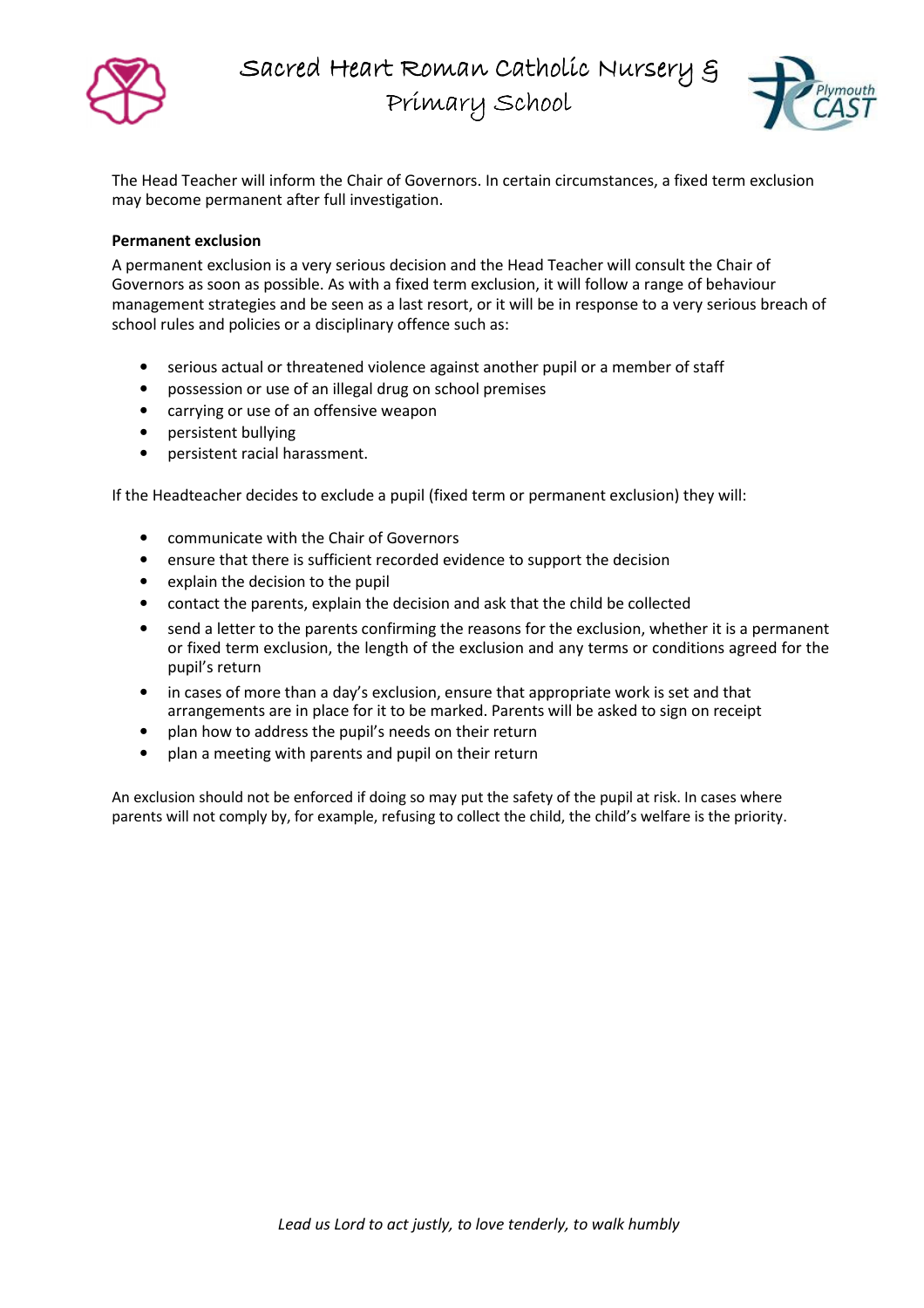The Head Teacher will inform the Chair of Governors. In certain circumstances, a fixed term exclusion may become permanent after full investigation.

**Permanent exclusion**

A permanent exclusion is a very serious decision and the Head Teacher will consult the Chair of Governors as soon as possible. As with a fixed term exclusion, it will follow a range of behaviour management strategies and be seen as a last resort, or it will be in response to a very serious breach of school rules and policies or a disciplinary offence such as:

- serious actual or threatened violence against another pupil or a member of staff
- possession or use of an illegal drug on school premises
- carrying or use of an offensive weapon
- persistent bullying
- persistent racial harassment.

If the Headteacher decides to exclude a pupil (fixed term or permanent exclusion) they will:

- communicate with the Chair of Governors
- ensure that there is sufficient recorded evidence to support the decision
- explain the decision to the pupil
- contact the parents, explain the decision and ask that the child be collected
- send a letter to the parents confirming the reasons for the exclusion, whether it is a permanent or fixed term exclusion, the length of the exclusion and any terms or conditions agreed for the pupil's return
- in cases of more than a day's exclusion, ensure that appropriate work is set and that arrangements are in place for it to be marked. Parents will be asked to sign on receipt
- plan how to address the pupil's needs on their return
- plan a meeting with parents and pupil on their return

An exclusion should not be enforced if doing so may put the safety of the pupil at risk. In cases where parents will not comply by, for example, refusing to collect the child, the child's welfare is the priority.